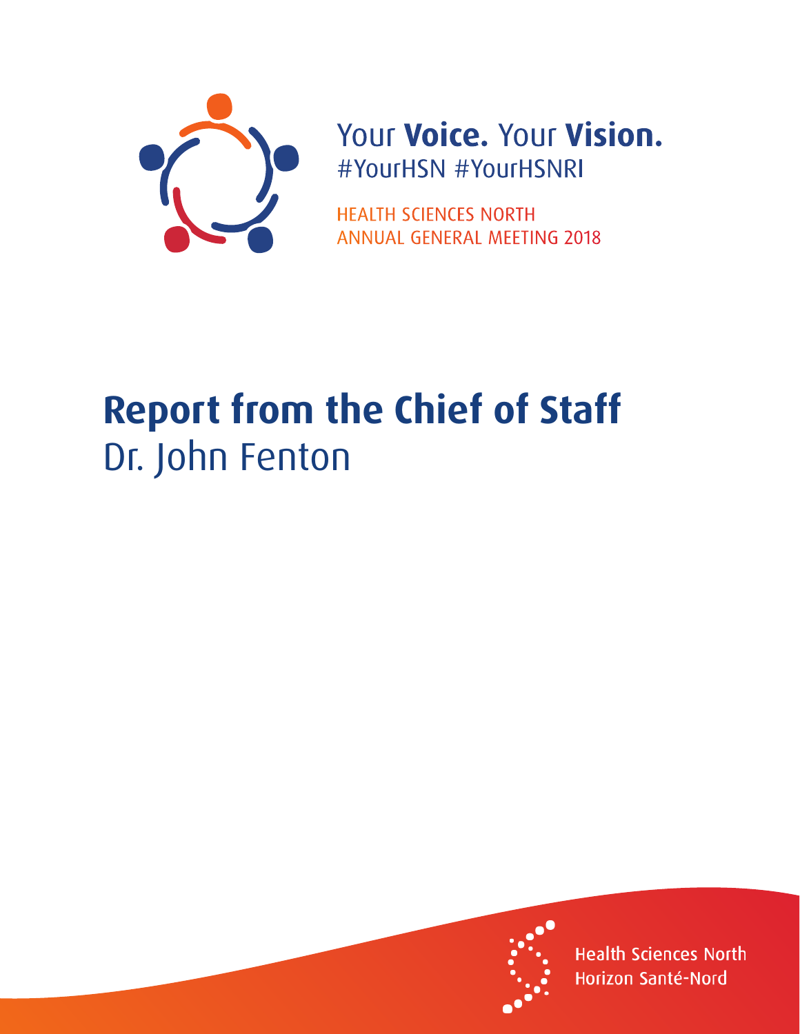Your **Voice.** Your **Vision.**
#YourHSN #YourHSNRI

HEALTH SCIENCES NORTH
ANNUAL GENERAL MEETING 2018

# Report from the Chief of Staff
Dr. John Fenton

Health Sciences North
Horizon Santé-Nord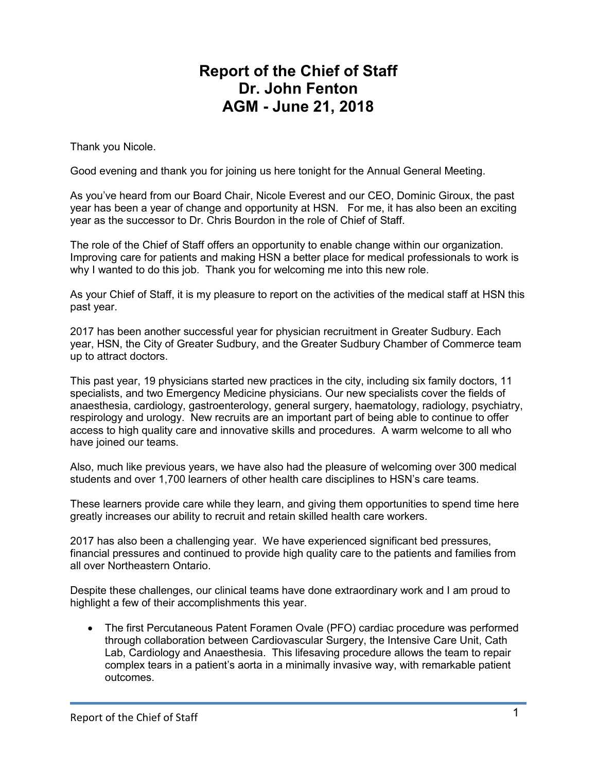# Report of the Chief of Staff
# Dr. John Fenton
# AGM - June 21, 2018

Thank you Nicole.

Good evening and thank you for joining us here tonight for the Annual General Meeting.

As you've heard from our Board Chair, Nicole Everest and our CEO, Dominic Giroux, the past year has been a year of change and opportunity at HSN. For me, it has also been an exciting year as the successor to Dr. Chris Bourdon in the role of Chief of Staff.

The role of the Chief of Staff offers an opportunity to enable change within our organization. Improving care for patients and making HSN a better place for medical professionals to work is why I wanted to do this job. Thank you for welcoming me into this new role.

As your Chief of Staff, it is my pleasure to report on the activities of the medical staff at HSN this past year.

2017 has been another successful year for physician recruitment in Greater Sudbury. Each year, HSN, the City of Greater Sudbury, and the Greater Sudbury Chamber of Commerce team up to attract doctors.

This past year, 19 physicians started new practices in the city, including six family doctors, 11 specialists, and two Emergency Medicine physicians. Our new specialists cover the fields of anaesthesia, cardiology, gastroenterology, general surgery, haematology, radiology, psychiatry, respirology and urology. New recruits are an important part of being able to continue to offer access to high quality care and innovative skills and procedures. A warm welcome to all who have joined our teams.

Also, much like previous years, we have also had the pleasure of welcoming over 300 medical students and over 1,700 learners of other health care disciplines to HSN's care teams.

These learners provide care while they learn, and giving them opportunities to spend time here greatly increases our ability to recruit and retain skilled health care workers.

2017 has also been a challenging year. We have experienced significant bed pressures, financial pressures and continued to provide high quality care to the patients and families from all over Northeastern Ontario.

Despite these challenges, our clinical teams have done extraordinary work and I am proud to highlight a few of their accomplishments this year.

- The first Percutaneous Patent Foramen Ovale (PFO) cardiac procedure was performed through collaboration between Cardiovascular Surgery, the Intensive Care Unit, Cath Lab, Cardiology and Anaesthesia. This lifesaving procedure allows the team to repair complex tears in a patient's aorta in a minimally invasive way, with remarkable patient outcomes.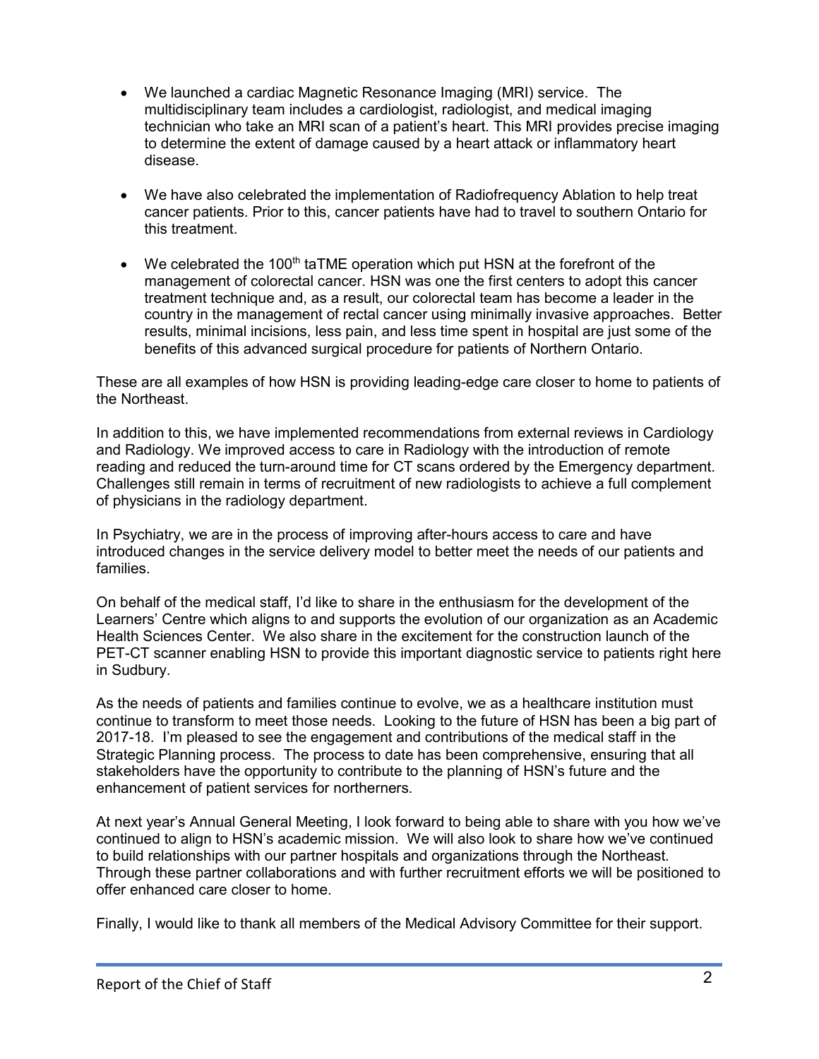- We launched a cardiac Magnetic Resonance Imaging (MRI) service. The multidisciplinary team includes a cardiologist, radiologist, and medical imaging technician who take an MRI scan of a patient's heart. This MRI provides precise imaging to determine the extent of damage caused by a heart attack or inflammatory heart disease.
- We have also celebrated the implementation of Radiofrequency Ablation to help treat cancer patients. Prior to this, cancer patients have had to travel to southern Ontario for this treatment.
- We celebrated the 100th taTME operation which put HSN at the forefront of the management of colorectal cancer. HSN was one the first centers to adopt this cancer treatment technique and, as a result, our colorectal team has become a leader in the country in the management of rectal cancer using minimally invasive approaches. Better results, minimal incisions, less pain, and less time spent in hospital are just some of the benefits of this advanced surgical procedure for patients of Northern Ontario.

These are all examples of how HSN is providing leading-edge care closer to home to patients of the Northeast.

In addition to this, we have implemented recommendations from external reviews in Cardiology and Radiology. We improved access to care in Radiology with the introduction of remote reading and reduced the turn-around time for CT scans ordered by the Emergency department. Challenges still remain in terms of recruitment of new radiologists to achieve a full complement of physicians in the radiology department.

In Psychiatry, we are in the process of improving after-hours access to care and have introduced changes in the service delivery model to better meet the needs of our patients and families.

On behalf of the medical staff, I'd like to share in the enthusiasm for the development of the Learners' Centre which aligns to and supports the evolution of our organization as an Academic Health Sciences Center. We also share in the excitement for the construction launch of the PET-CT scanner enabling HSN to provide this important diagnostic service to patients right here in Sudbury.

As the needs of patients and families continue to evolve, we as a healthcare institution must continue to transform to meet those needs. Looking to the future of HSN has been a big part of 2017-18. I'm pleased to see the engagement and contributions of the medical staff in the Strategic Planning process. The process to date has been comprehensive, ensuring that all stakeholders have the opportunity to contribute to the planning of HSN's future and the enhancement of patient services for northerners.

At next year's Annual General Meeting, I look forward to being able to share with you how we've continued to align to HSN's academic mission. We will also look to share how we've continued to build relationships with our partner hospitals and organizations through the Northeast. Through these partner collaborations and with further recruitment efforts we will be positioned to offer enhanced care closer to home.

Finally, I would like to thank all members of the Medical Advisory Committee for their support.